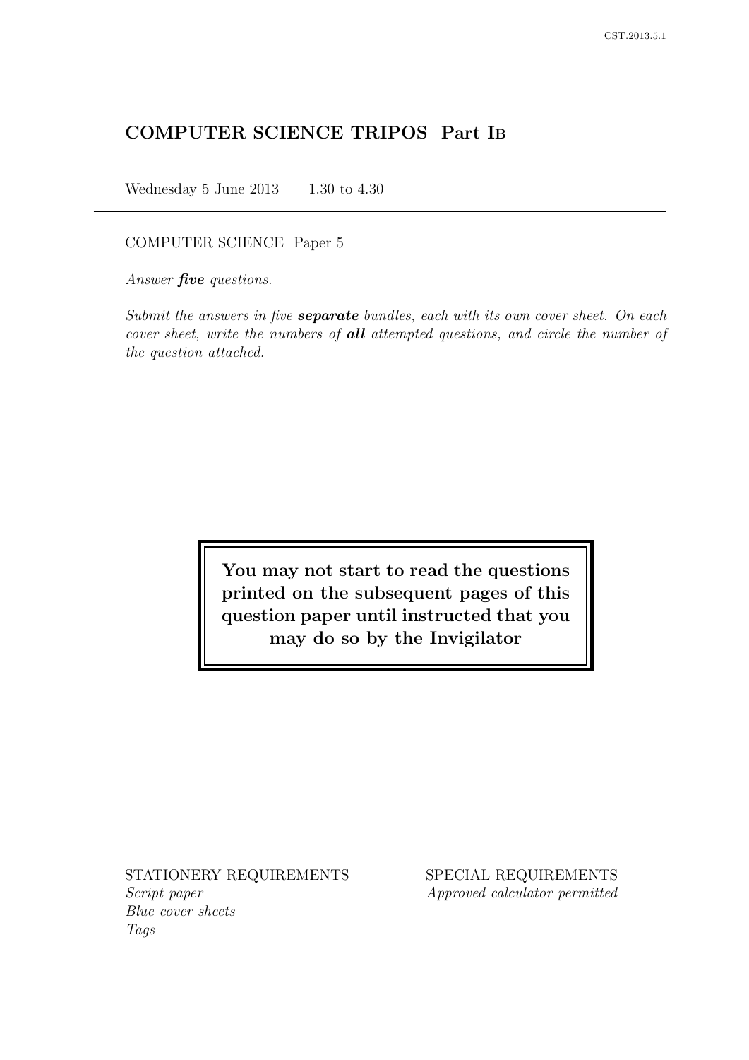# COMPUTER SCIENCE TRIPOS Part IB

Wednesday 5 June 2013 1.30 to 4.30

COMPUTER SCIENCE Paper 5

*Answer **five** questions.*

*Submit the answers in five **separate** bundles, each with its own cover sheet. On each cover sheet, write the numbers of **all** attempted questions, and circle the number of the question attached.*

**You may not start to read the questions printed on the subsequent pages of this question paper until instructed that you may do so by the Invigilator**

STATIONERY REQUIREMENTS
*Script paper*
*Blue cover sheets*
*Tags*

SPECIAL REQUIREMENTS
*Approved calculator permitted*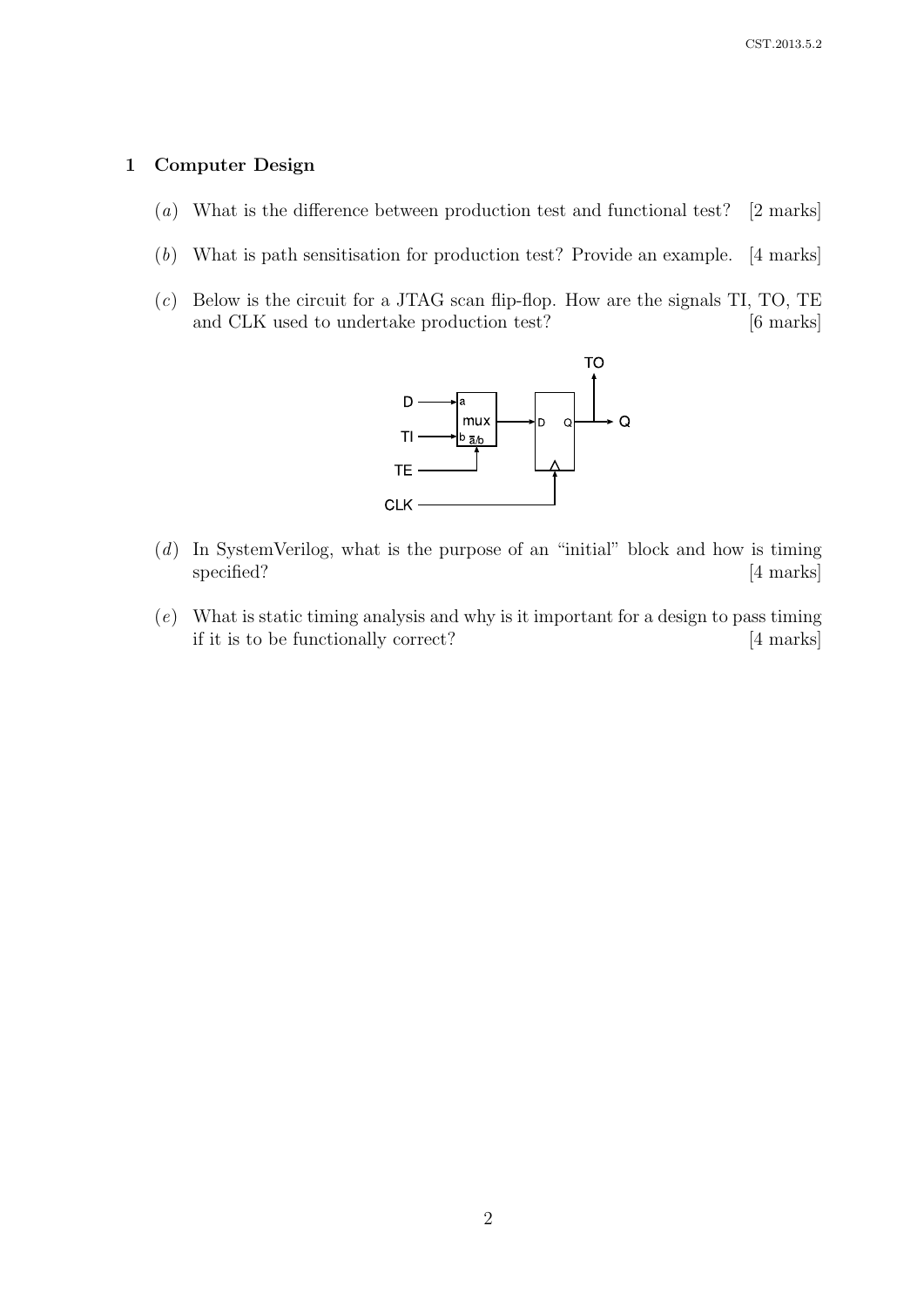## 1 Computer Design

(*a*) What is the difference between production test and functional test? [2 marks]

(*b*) What is path sensitisation for production test? Provide an example. [4 marks]

(*c*) Below is the circuit for a JTAG scan flip-flop. How are the signals TI, TO, TE and CLK used to undertake production test? [6 marks]

(*d*) In SystemVerilog, what is the purpose of an "initial" block and how is timing specified? [4 marks]

(*e*) What is static timing analysis and why is it important for a design to pass timing if it is to be functionally correct? [4 marks]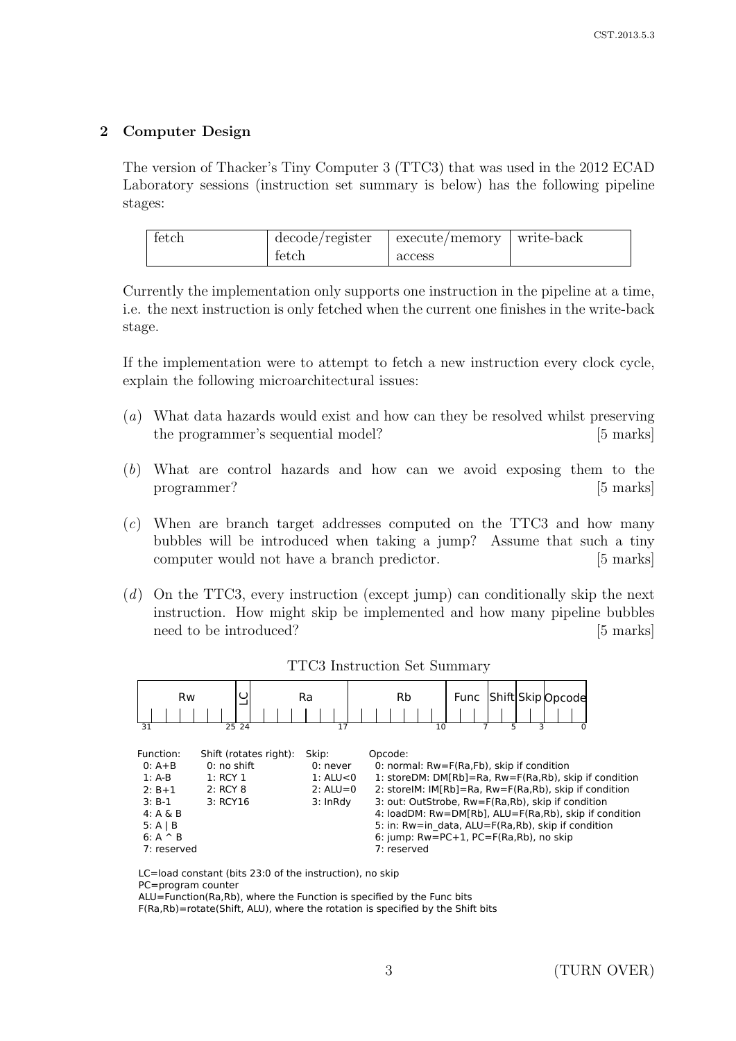## 2 Computer Design

The version of Thacker's Tiny Computer 3 (TTC3) that was used in the 2012 ECAD Laboratory sessions (instruction set summary is below) has the following pipeline stages:

| fetch | decode/register fetch | execute/memory access | write-back |
|---|---|---|---|

Currently the implementation only supports one instruction in the pipeline at a time, i.e. the next instruction is only fetched when the current one finishes in the write-back stage.

If the implementation were to attempt to fetch a new instruction every clock cycle, explain the following microarchitectural issues:

(*a*) What data hazards would exist and how can they be resolved whilst preserving the programmer's sequential model? [5 marks]

(*b*) What are control hazards and how can we avoid exposing them to the programmer? [5 marks]

(*c*) When are branch target addresses computed on the TTC3 and how many bubbles will be introduced when taking a jump? Assume that such a tiny computer would not have a branch predictor. [5 marks]

(*d*) On the TTC3, every instruction (except jump) can conditionally skip the next instruction. How might skip be implemented and how many pipeline bubbles need to be introduced? [5 marks]

TTC3 Instruction Set Summary

| Rw | LC | Ra | Rb | Func | Shift | Skip | Opcode |
|---|---|---|---|---|---|---|---|
| 31–25 | 24 | 23–17 | 16–10 | 9–7 | 6–5 | 4–3 | 2–0 |

| Function: | Shift (rotates right): | Skip: | Opcode: |
|---|---|---|---|
| 0: A+B | 0: no shift | 0: never | 0: normal: Rw=F(Ra,Fb), skip if condition |
| 1: A-B | 1: RCY 1 | 1: ALU<0 | 1: storeDM: DM[Rb]=Ra, Rw=F(Ra,Rb), skip if condition |
| 2: B+1 | 2: RCY 8 | 2: ALU=0 | 2: storeIM: IM[Rb]=Ra, Rw=F(Ra,Rb), skip if condition |
| 3: B-1 | 3: RCY16 | 3: InRdy | 3: out: OutStrobe, Rw=F(Ra,Rb), skip if condition |
| 4: A & B | | | 4: loadDM: Rw=DM[Rb], ALU=F(Ra,Rb), skip if condition |
| 5: A \| B | | | 5: in: Rw=in_data, ALU=F(Ra,Rb), skip if condition |
| 6: A ^ B | | | 6: jump: Rw=PC+1, PC=F(Ra,Rb), no skip |
| 7: reserved | | | 7: reserved |

LC=load constant (bits 23:0 of the instruction), no skip
PC=program counter
ALU=Function(Ra,Rb), where the Function is specified by the Func bits
F(Ra,Rb)=rotate(Shift, ALU), where the rotation is specified by the Shift bits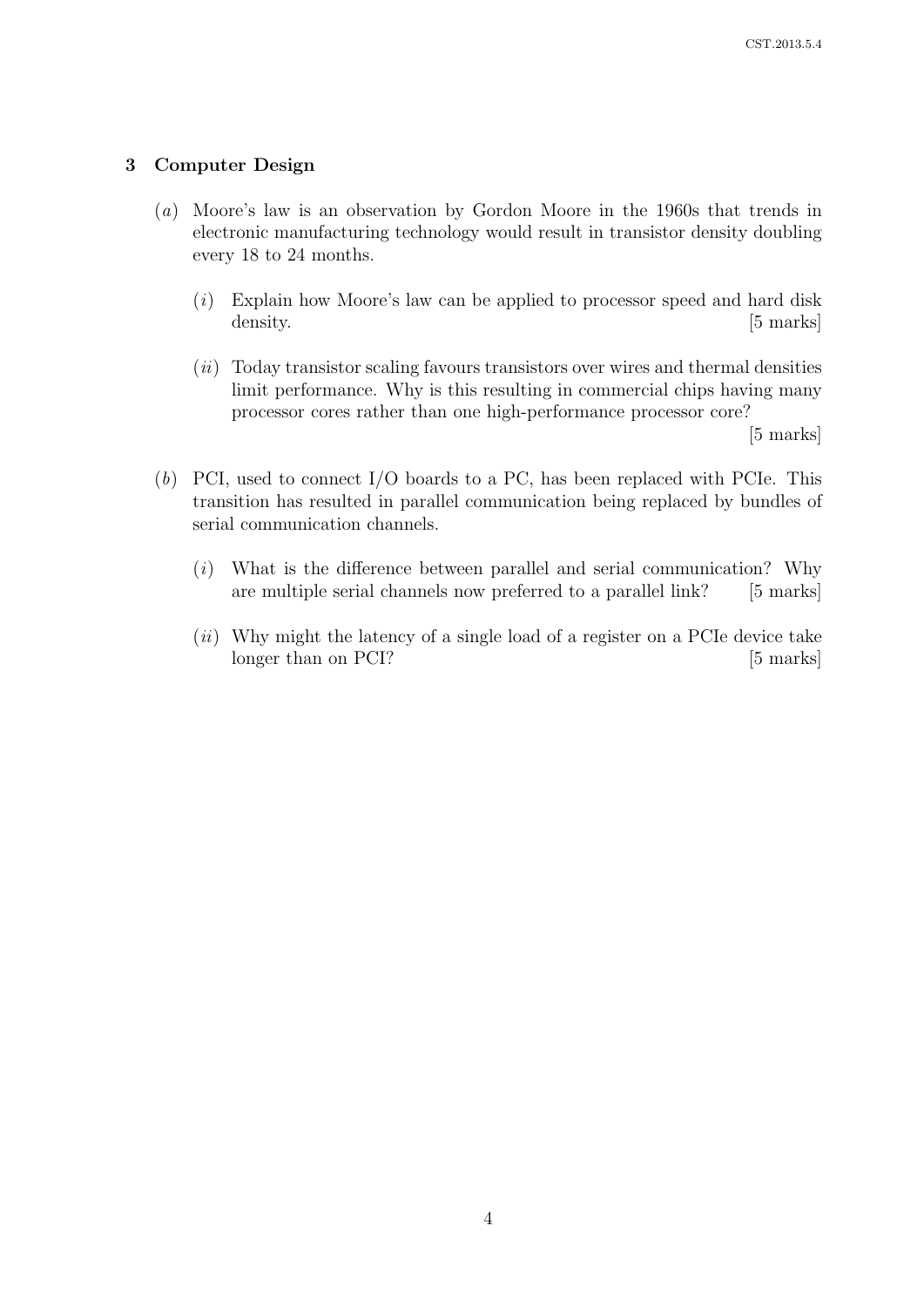## 3 Computer Design

(*a*) Moore's law is an observation by Gordon Moore in the 1960s that trends in electronic manufacturing technology would result in transistor density doubling every 18 to 24 months.

(*i*) Explain how Moore's law can be applied to processor speed and hard disk density. [5 marks]

(*ii*) Today transistor scaling favours transistors over wires and thermal densities limit performance. Why is this resulting in commercial chips having many processor cores rather than one high-performance processor core? [5 marks]

(*b*) PCI, used to connect I/O boards to a PC, has been replaced with PCIe. This transition has resulted in parallel communication being replaced by bundles of serial communication channels.

(*i*) What is the difference between parallel and serial communication? Why are multiple serial channels now preferred to a parallel link? [5 marks]

(*ii*) Why might the latency of a single load of a register on a PCIe device take longer than on PCI? [5 marks]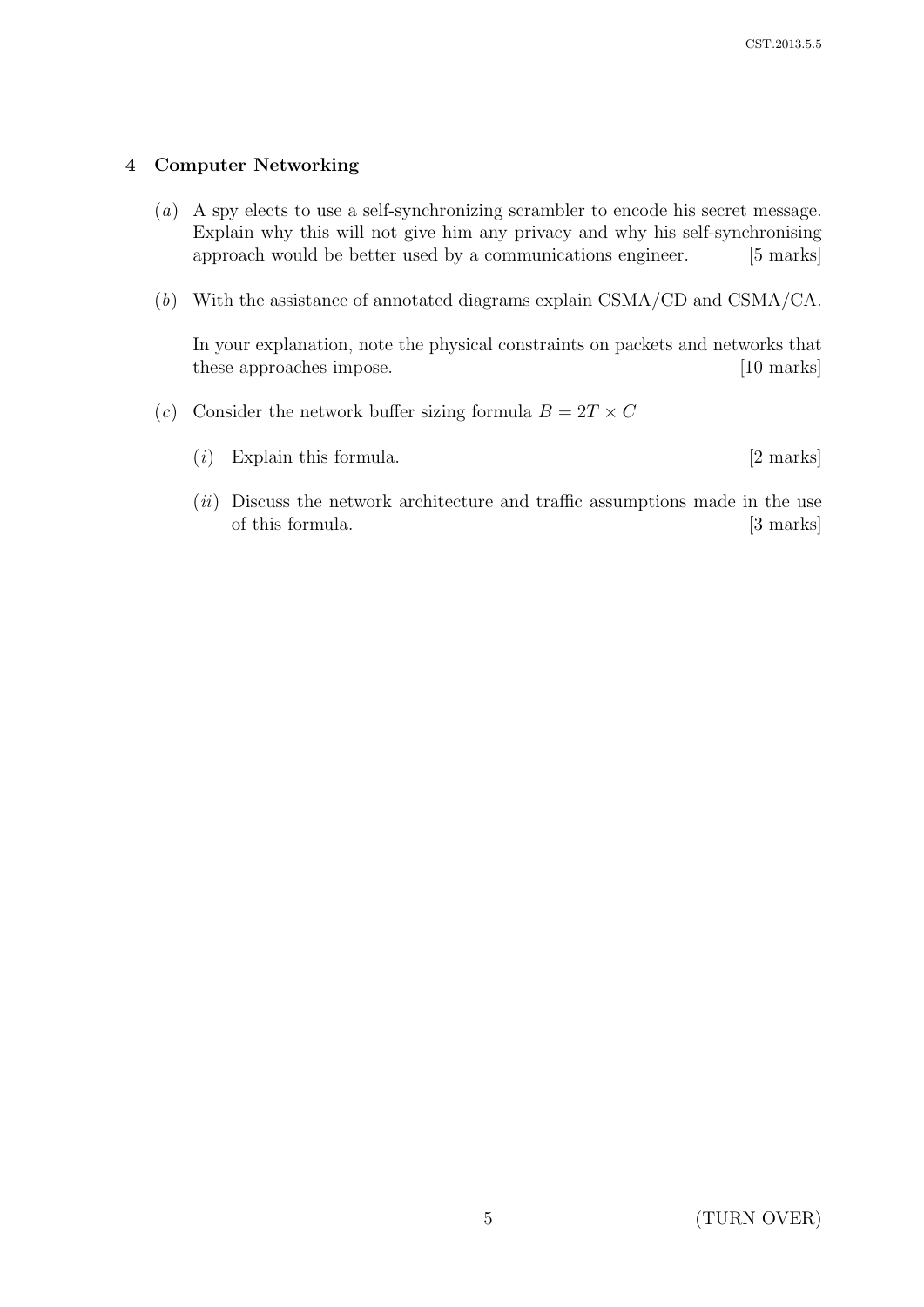## 4 Computer Networking

(*a*) A spy elects to use a self-synchronizing scrambler to encode his secret message. Explain why this will not give him any privacy and why his self-synchronising approach would be better used by a communications engineer. [5 marks]

(*b*) With the assistance of annotated diagrams explain CSMA/CD and CSMA/CA.

In your explanation, note the physical constraints on packets and networks that these approaches impose. [10 marks]

(*c*) Consider the network buffer sizing formula $B = 2T \times C$

(*i*) Explain this formula. [2 marks]

(*ii*) Discuss the network architecture and traffic assumptions made in the use of this formula. [3 marks]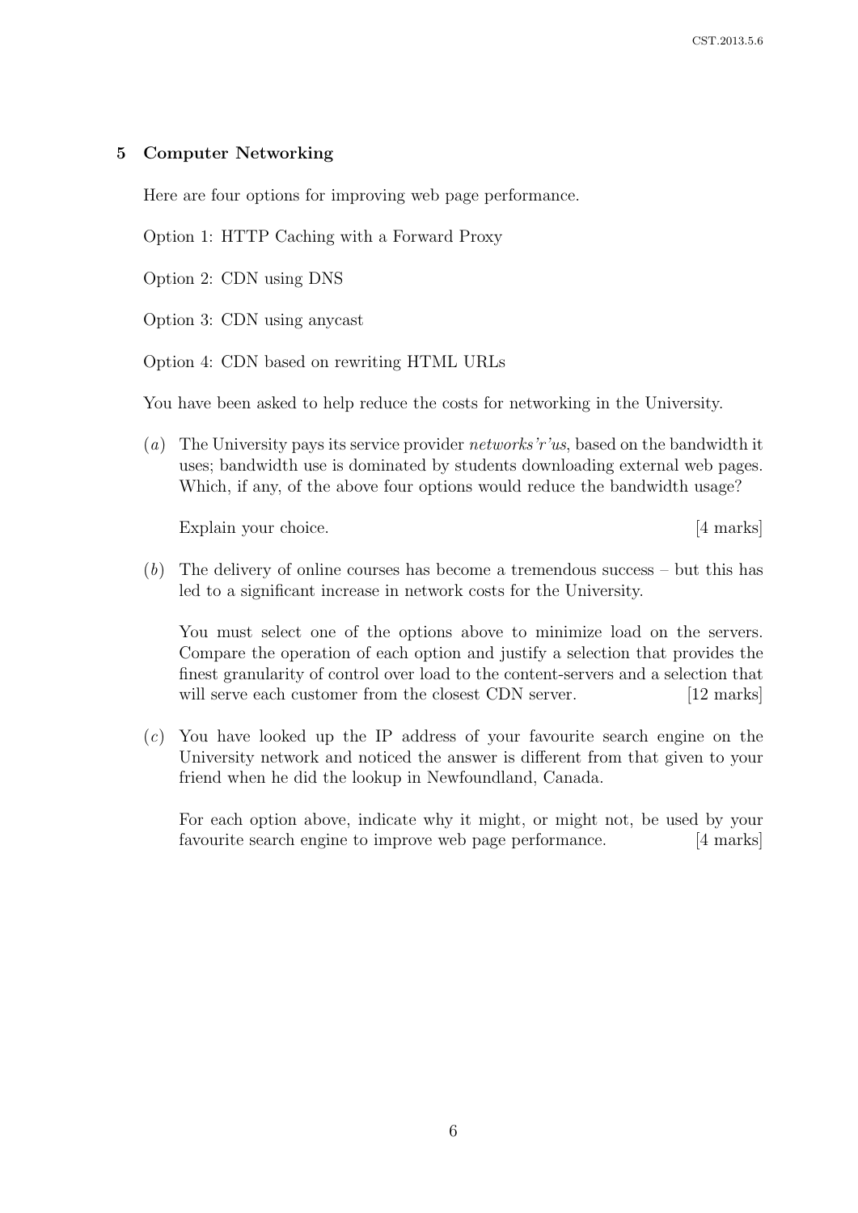## 5 Computer Networking

Here are four options for improving web page performance.

Option 1: HTTP Caching with a Forward Proxy

Option 2: CDN using DNS

Option 3: CDN using anycast

Option 4: CDN based on rewriting HTML URLs

You have been asked to help reduce the costs for networking in the University.

(*a*) The University pays its service provider *networks'r'us*, based on the bandwidth it uses; bandwidth use is dominated by students downloading external web pages. Which, if any, of the above four options would reduce the bandwidth usage?

Explain your choice. [4 marks]

(*b*) The delivery of online courses has become a tremendous success – but this has led to a significant increase in network costs for the University.

You must select one of the options above to minimize load on the servers. Compare the operation of each option and justify a selection that provides the finest granularity of control over load to the content-servers and a selection that will serve each customer from the closest CDN server. [12 marks]

(*c*) You have looked up the IP address of your favourite search engine on the University network and noticed the answer is different from that given to your friend when he did the lookup in Newfoundland, Canada.

For each option above, indicate why it might, or might not, be used by your favourite search engine to improve web page performance. [4 marks]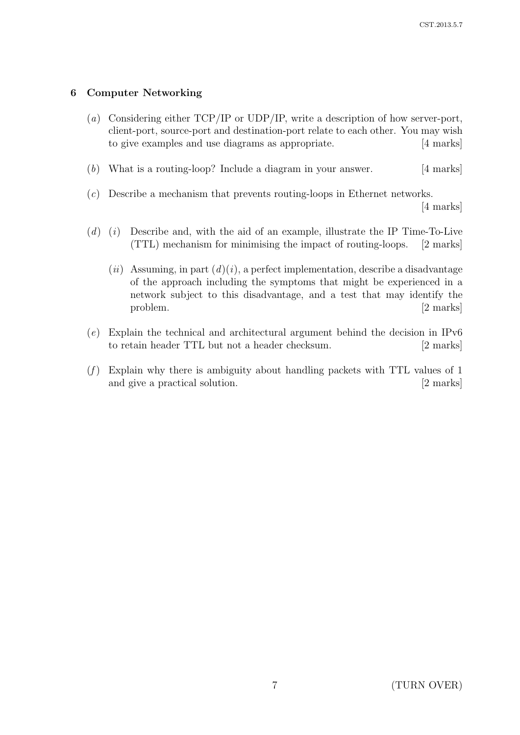## 6 Computer Networking

(*a*) Considering either TCP/IP or UDP/IP, write a description of how server-port, client-port, source-port and destination-port relate to each other. You may wish to give examples and use diagrams as appropriate. [4 marks]

(*b*) What is a routing-loop? Include a diagram in your answer. [4 marks]

(*c*) Describe a mechanism that prevents routing-loops in Ethernet networks. [4 marks]

(*d*) (*i*) Describe and, with the aid of an example, illustrate the IP Time-To-Live (TTL) mechanism for minimising the impact of routing-loops. [2 marks]

(*ii*) Assuming, in part (*d*)(*i*), a perfect implementation, describe a disadvantage of the approach including the symptoms that might be experienced in a network subject to this disadvantage, and a test that may identify the problem. [2 marks]

(*e*) Explain the technical and architectural argument behind the decision in IPv6 to retain header TTL but not a header checksum. [2 marks]

(*f*) Explain why there is ambiguity about handling packets with TTL values of 1 and give a practical solution. [2 marks]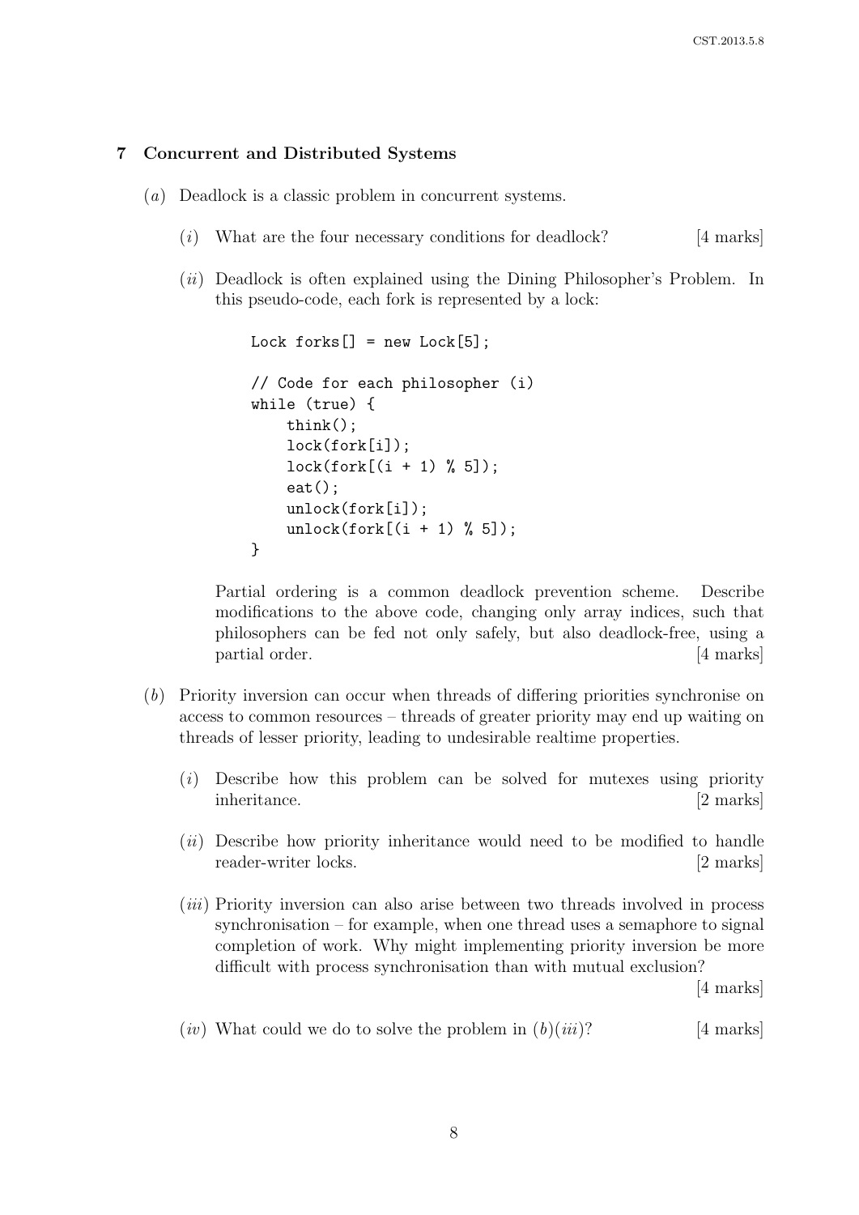## 7 Concurrent and Distributed Systems

(*a*) Deadlock is a classic problem in concurrent systems.

(*i*) What are the four necessary conditions for deadlock? [4 marks]

(*ii*) Deadlock is often explained using the Dining Philosopher's Problem. In this pseudo-code, each fork is represented by a lock:

```
Lock forks[] = new Lock[5];

// Code for each philosopher (i)
while (true) {
    think();
    lock(fork[i]);
    lock(fork[(i + 1) % 5]);
    eat();
    unlock(fork[i]);
    unlock(fork[(i + 1) % 5]);
}
```

Partial ordering is a common deadlock prevention scheme. Describe modifications to the above code, changing only array indices, such that philosophers can be fed not only safely, but also deadlock-free, using a partial order. [4 marks]

(*b*) Priority inversion can occur when threads of differing priorities synchronise on access to common resources – threads of greater priority may end up waiting on threads of lesser priority, leading to undesirable realtime properties.

(*i*) Describe how this problem can be solved for mutexes using priority inheritance. [2 marks]

(*ii*) Describe how priority inheritance would need to be modified to handle reader-writer locks. [2 marks]

(*iii*) Priority inversion can also arise between two threads involved in process synchronisation – for example, when one thread uses a semaphore to signal completion of work. Why might implementing priority inversion be more difficult with process synchronisation than with mutual exclusion? [4 marks]

(*iv*) What could we do to solve the problem in (*b*)(*iii*)? [4 marks]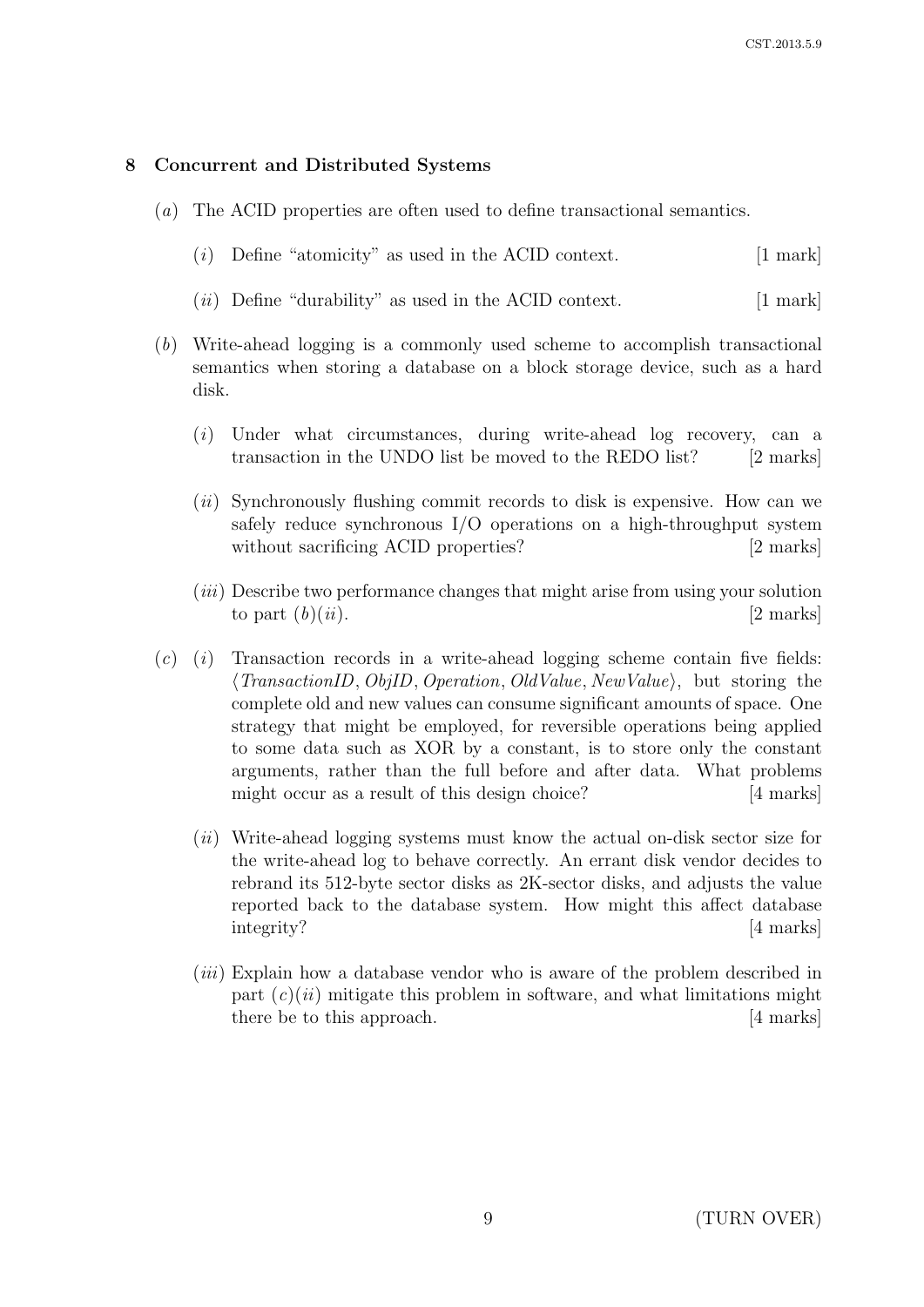## 8 Concurrent and Distributed Systems

(*a*) The ACID properties are often used to define transactional semantics.

(*i*) Define "atomicity" as used in the ACID context. [1 mark]

(*ii*) Define "durability" as used in the ACID context. [1 mark]

(*b*) Write-ahead logging is a commonly used scheme to accomplish transactional semantics when storing a database on a block storage device, such as a hard disk.

(*i*) Under what circumstances, during write-ahead log recovery, can a transaction in the UNDO list be moved to the REDO list? [2 marks]

(*ii*) Synchronously flushing commit records to disk is expensive. How can we safely reduce synchronous I/O operations on a high-throughput system without sacrificing ACID properties? [2 marks]

(*iii*) Describe two performance changes that might arise from using your solution to part (*b*)(*ii*). [2 marks]

(*c*) (*i*) Transaction records in a write-ahead logging scheme contain five fields: $\langle \mathit{TransactionID}, \mathit{ObjID}, \mathit{Operation}, \mathit{OldValue}, \mathit{NewValue} \rangle$, but storing the complete old and new values can consume significant amounts of space. One strategy that might be employed, for reversible operations being applied to some data such as XOR by a constant, is to store only the constant arguments, rather than the full before and after data. What problems might occur as a result of this design choice? [4 marks]

(*ii*) Write-ahead logging systems must know the actual on-disk sector size for the write-ahead log to behave correctly. An errant disk vendor decides to rebrand its 512-byte sector disks as 2K-sector disks, and adjusts the value reported back to the database system. How might this affect database integrity? [4 marks]

(*iii*) Explain how a database vendor who is aware of the problem described in part (*c*)(*ii*) mitigate this problem in software, and what limitations might there be to this approach. [4 marks]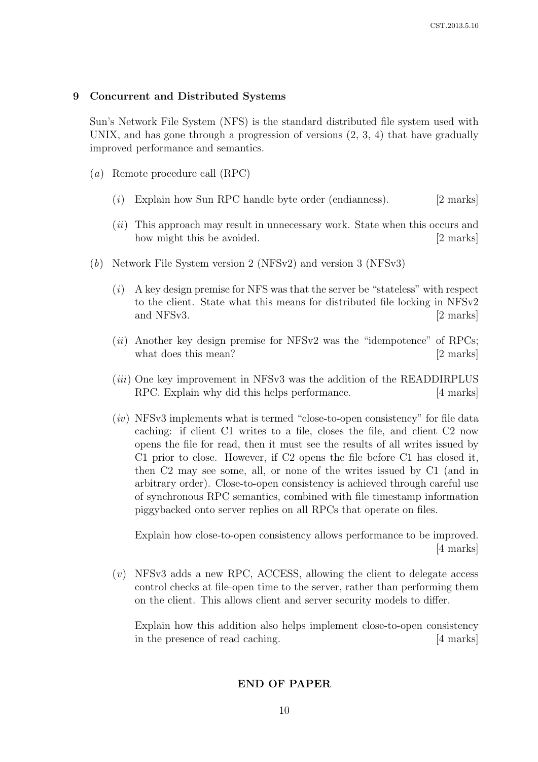## 9 Concurrent and Distributed Systems

Sun's Network File System (NFS) is the standard distributed file system used with UNIX, and has gone through a progression of versions (2, 3, 4) that have gradually improved performance and semantics.

(*a*) Remote procedure call (RPC)

(*i*) Explain how Sun RPC handle byte order (endianness). [2 marks]

(*ii*) This approach may result in unnecessary work. State when this occurs and how might this be avoided. [2 marks]

(*b*) Network File System version 2 (NFSv2) and version 3 (NFSv3)

(*i*) A key design premise for NFS was that the server be "stateless" with respect to the client. State what this means for distributed file locking in NFSv2 and NFSv3. [2 marks]

(*ii*) Another key design premise for NFSv2 was the "idempotence" of RPCs; what does this mean? [2 marks]

(*iii*) One key improvement in NFSv3 was the addition of the READDIRPLUS RPC. Explain why did this helps performance. [4 marks]

(*iv*) NFSv3 implements what is termed "close-to-open consistency" for file data caching: if client C1 writes to a file, closes the file, and client C2 now opens the file for read, then it must see the results of all writes issued by C1 prior to close. However, if C2 opens the file before C1 has closed it, then C2 may see some, all, or none of the writes issued by C1 (and in arbitrary order). Close-to-open consistency is achieved through careful use of synchronous RPC semantics, combined with file timestamp information piggybacked onto server replies on all RPCs that operate on files.

Explain how close-to-open consistency allows performance to be improved. [4 marks]

(*v*) NFSv3 adds a new RPC, ACCESS, allowing the client to delegate access control checks at file-open time to the server, rather than performing them on the client. This allows client and server security models to differ.

Explain how this addition also helps implement close-to-open consistency in the presence of read caching. [4 marks]

**END OF PAPER**